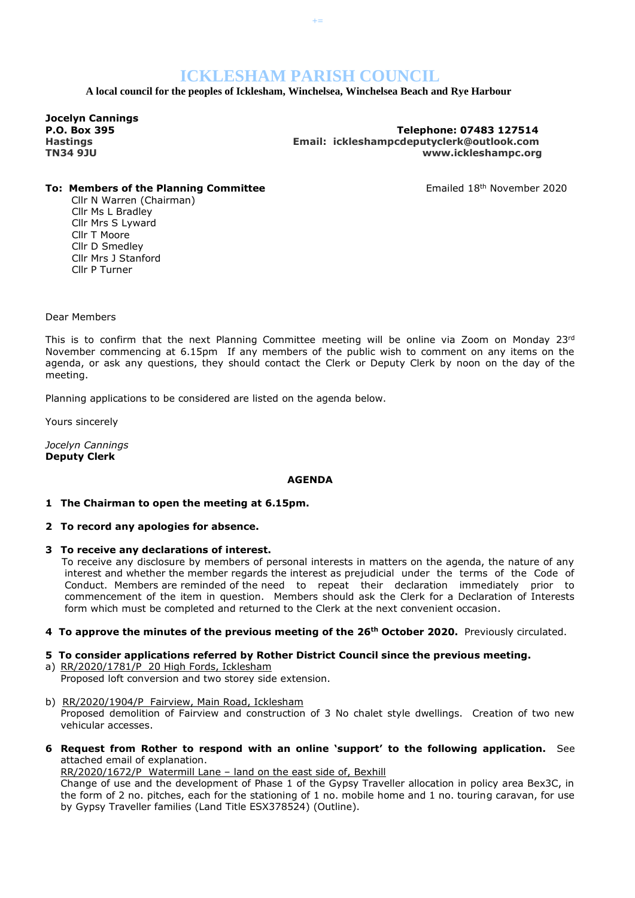# ICKLESHAM PARISH COUNCIL

**A local council for the peoples of Icklesham, Winchelsea, Winchelsea Beach and Rye Harbour**

**Jocelyn Cannings**
**P.O. Box 395**
**Hastings**
**TN34 9JU**

**Telephone: 07483 127514**
**Email: ickleshampcdeputyclerk@outlook.com**
**www.ickleshampc.org**

**To: Members of the Planning Committee**

Emailed 18th November 2020

Cllr N Warren (Chairman)
Cllr Ms L Bradley
Cllr Mrs S Lyward
Cllr T Moore
Cllr D Smedley
Cllr Mrs J Stanford
Cllr P Turner

Dear Members

This is to confirm that the next Planning Committee meeting will be online via Zoom on Monday 23rd November commencing at 6.15pm If any members of the public wish to comment on any items on the agenda, or ask any questions, they should contact the Clerk or Deputy Clerk by noon on the day of the meeting.

Planning applications to be considered are listed on the agenda below.

Yours sincerely

*Jocelyn Cannings*
**Deputy Clerk**

**AGENDA**

**1 The Chairman to open the meeting at 6.15pm.**

**2 To record any apologies for absence.**

**3 To receive any declarations of interest.**
To receive any disclosure by members of personal interests in matters on the agenda, the nature of any interest and whether the member regards the interest as prejudicial under the terms of the Code of Conduct. Members are reminded of the need to repeat their declaration immediately prior to commencement of the item in question. Members should ask the Clerk for a Declaration of Interests form which must be completed and returned to the Clerk at the next convenient occasion.

**4 To approve the minutes of the previous meeting of the 26th October 2020.** Previously circulated.

**5 To consider applications referred by Rother District Council since the previous meeting.**

a) RR/2020/1781/P 20 High Fords, Icklesham
Proposed loft conversion and two storey side extension.

b) RR/2020/1904/P Fairview, Main Road, Icklesham
Proposed demolition of Fairview and construction of 3 No chalet style dwellings. Creation of two new vehicular accesses.

**6 Request from Rother to respond with an online 'support' to the following application.** See attached email of explanation.
RR/2020/1672/P Watermill Lane – land on the east side of, Bexhill
Change of use and the development of Phase 1 of the Gypsy Traveller allocation in policy area Bex3C, in the form of 2 no. pitches, each for the stationing of 1 no. mobile home and 1 no. touring caravan, for use by Gypsy Traveller families (Land Title ESX378524) (Outline).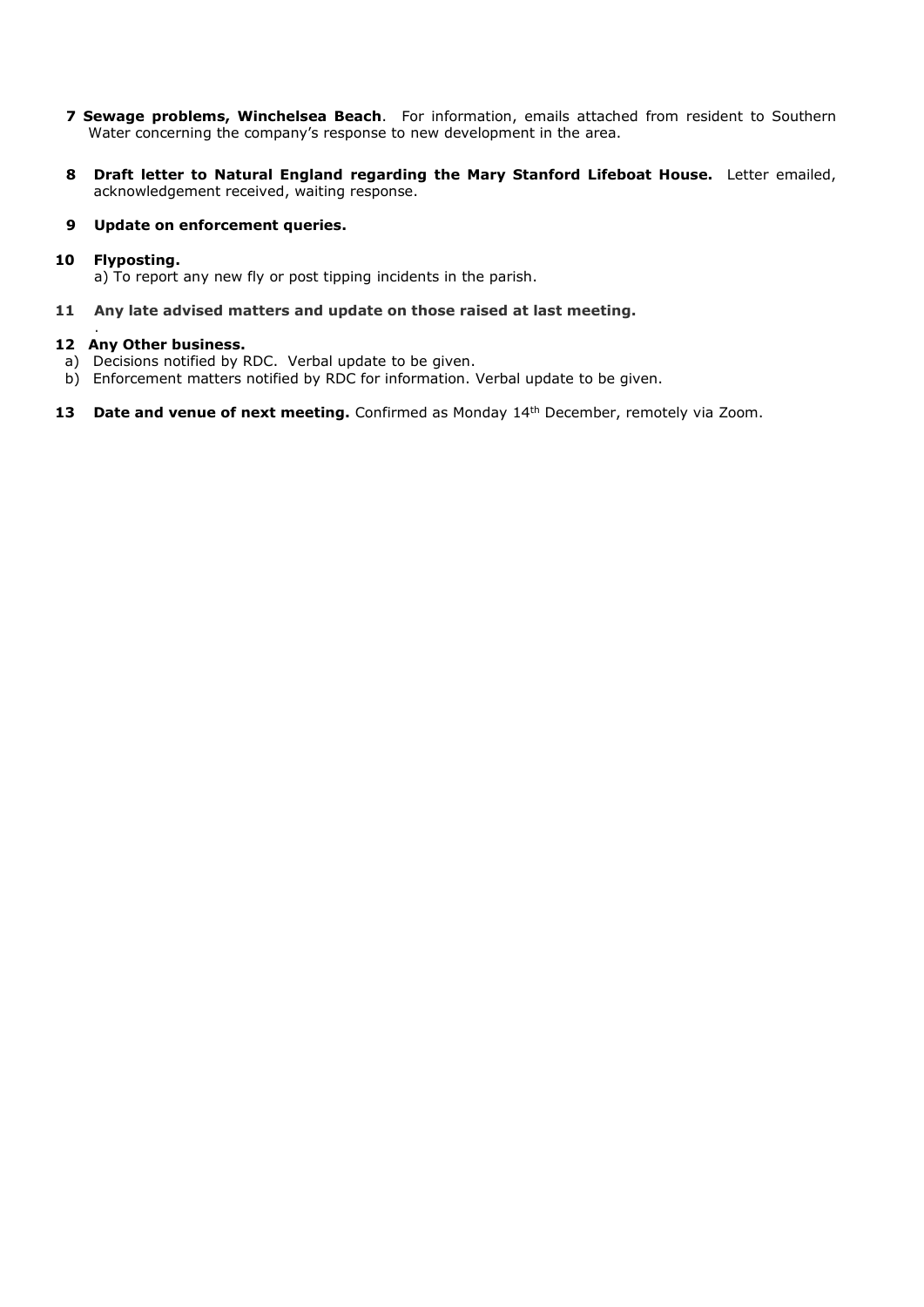**7 Sewage problems, Winchelsea Beach**. For information, emails attached from resident to Southern Water concerning the company's response to new development in the area.

**8 Draft letter to Natural England regarding the Mary Stanford Lifeboat House.** Letter emailed, acknowledgement received, waiting response.

**9 Update on enforcement queries.**

**10 Flyposting.**

a) To report any new fly or post tipping incidents in the parish.

**11 Any late advised matters and update on those raised at last meeting.**

.

**12 Any Other business.**

a) Decisions notified by RDC. Verbal update to be given.

b) Enforcement matters notified by RDC for information. Verbal update to be given.

**13 Date and venue of next meeting.** Confirmed as Monday 14th December, remotely via Zoom.